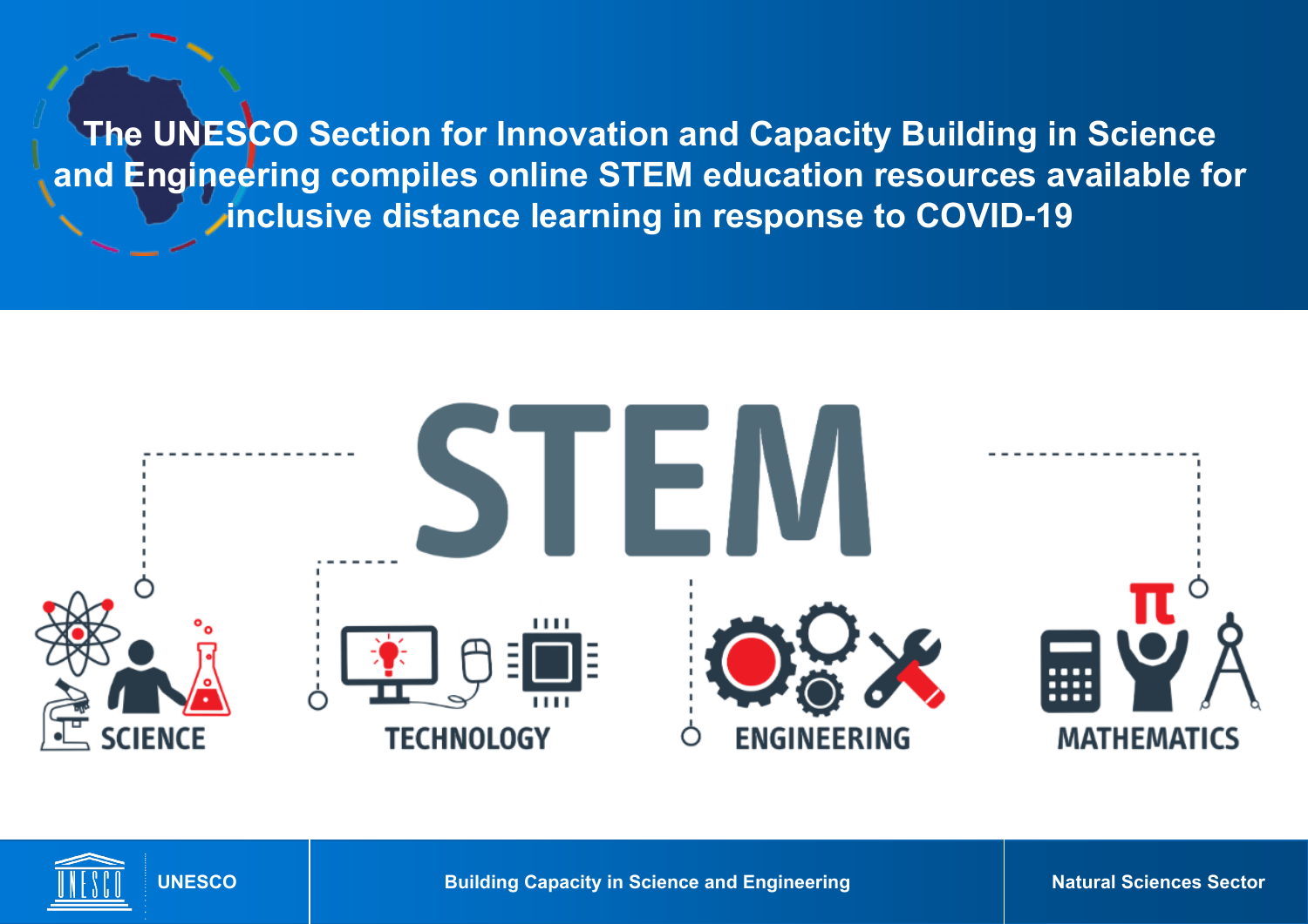# The UNESCO Section for Innovation and Capacity Building in Science and Engineering compiles online STEM education resources available for inclusive distance learning in response to COVID-19

STEM

SCIENCE

TECHNOLOGY

ENGINEERING

MATHEMATICS

UNESCO | Building Capacity in Science and Engineering | Natural Sciences Sector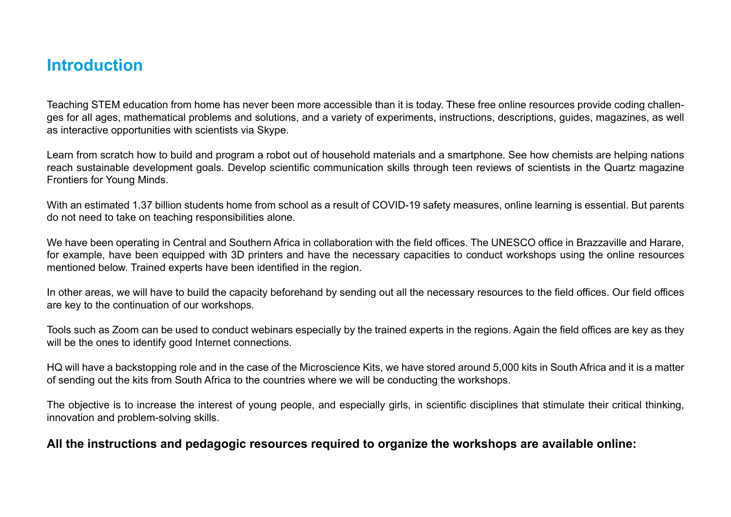# Introduction

Teaching STEM education from home has never been more accessible than it is today. These free online resources provide coding challenges for all ages, mathematical problems and solutions, and a variety of experiments, instructions, descriptions, guides, magazines, as well as interactive opportunities with scientists via Skype.

Learn from scratch how to build and program a robot out of household materials and a smartphone. See how chemists are helping nations reach sustainable development goals. Develop scientific communication skills through teen reviews of scientists in the Quartz magazine Frontiers for Young Minds.

With an estimated 1.37 billion students home from school as a result of COVID-19 safety measures, online learning is essential. But parents do not need to take on teaching responsibilities alone.

We have been operating in Central and Southern Africa in collaboration with the field offices. The UNESCO office in Brazzaville and Harare, for example, have been equipped with 3D printers and have the necessary capacities to conduct workshops using the online resources mentioned below. Trained experts have been identified in the region.

In other areas, we will have to build the capacity beforehand by sending out all the necessary resources to the field offices. Our field offices are key to the continuation of our workshops.

Tools such as Zoom can be used to conduct webinars especially by the trained experts in the regions. Again the field offices are key as they will be the ones to identify good Internet connections.

HQ will have a backstopping role and in the case of the Microscience Kits, we have stored around 5,000 kits in South Africa and it is a matter of sending out the kits from South Africa to the countries where we will be conducting the workshops.

The objective is to increase the interest of young people, and especially girls, in scientific disciplines that stimulate their critical thinking, innovation and problem-solving skills.

**All the instructions and pedagogic resources required to organize the workshops are available online:**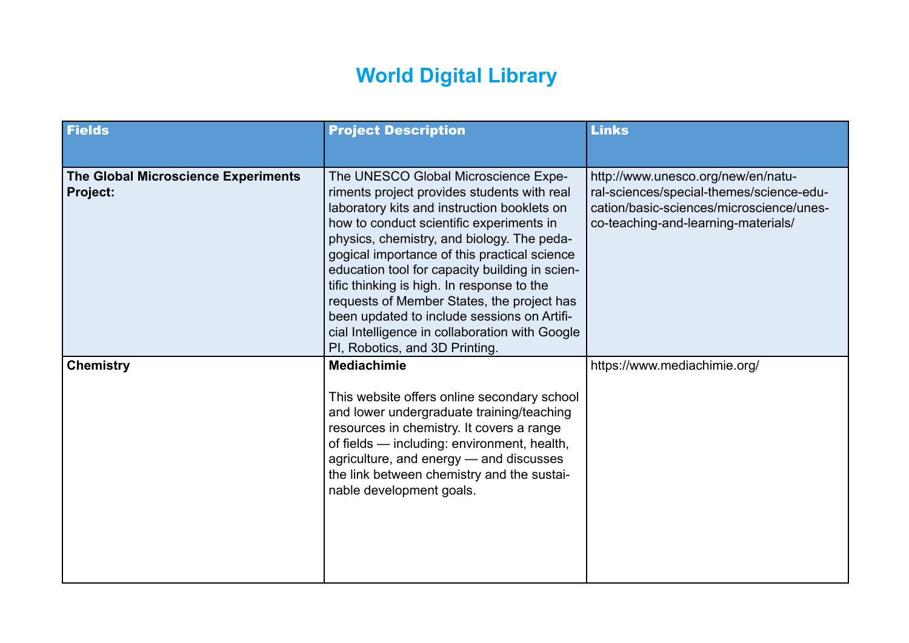# World Digital Library

| Fields | Project Description | Links |
| --- | --- | --- |
| **The Global Microscience Experiments Project:** | The UNESCO Global Microscience Experiments project provides students with real laboratory kits and instruction booklets on how to conduct scientific experiments in physics, chemistry, and biology. The pedagogical importance of this practical science education tool for capacity building in scientific thinking is high. In response to the requests of Member States, the project has been updated to include sessions on Artificial Intelligence in collaboration with Google PI, Robotics, and 3D Printing. | http://www.unesco.org/new/en/natural-sciences/special-themes/science-education/basic-sciences/microscience/unesco-teaching-and-learning-materials/ |
| **Chemistry** | **Mediachimie**<br><br>This website offers online secondary school and lower undergraduate training/teaching resources in chemistry. It covers a range of fields — including: environment, health, agriculture, and energy — and discusses the link between chemistry and the sustainable development goals. | https://www.mediachimie.org/ |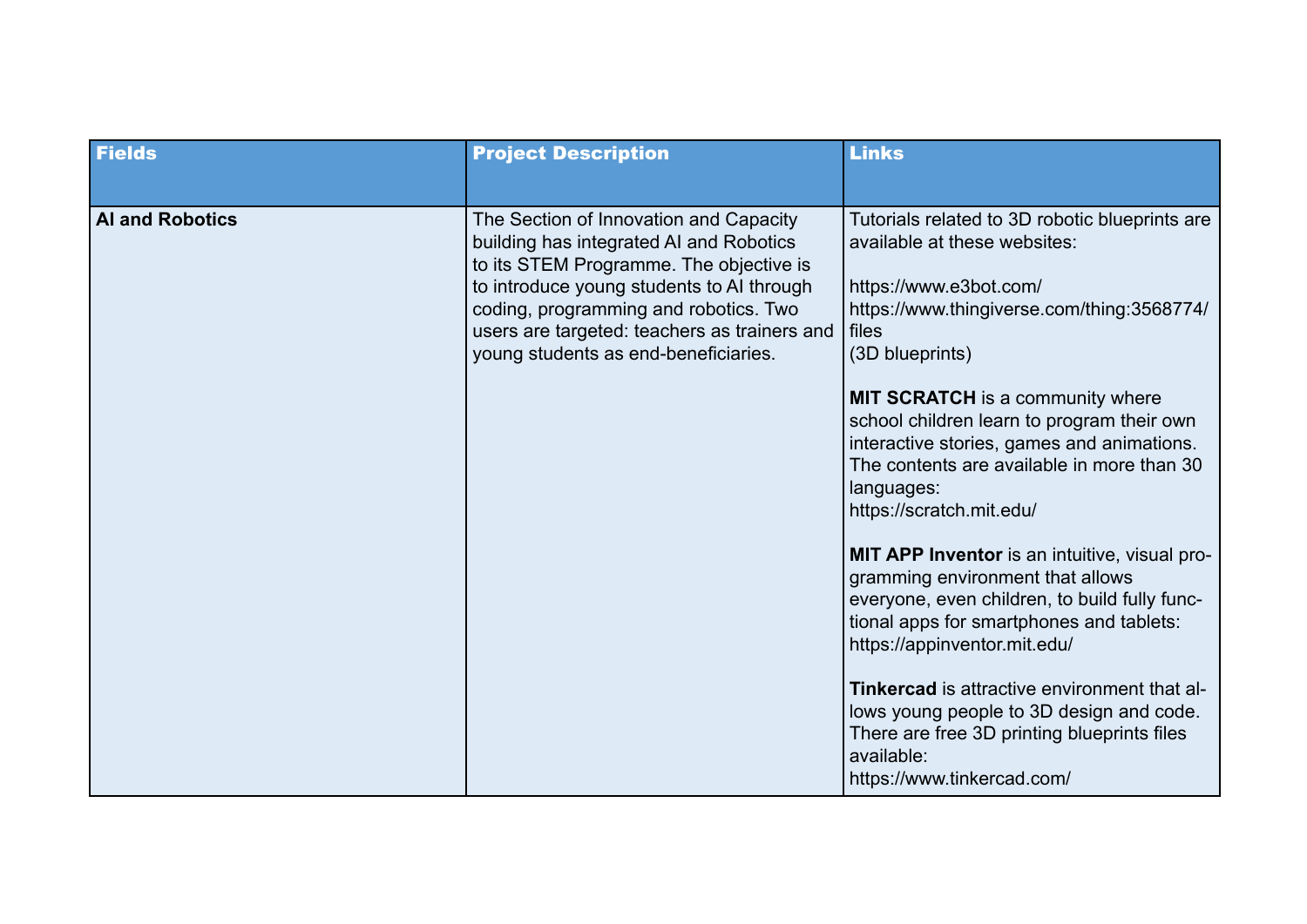| Fields | Project Description | Links |
|---|---|---|
| **AI and Robotics** | The Section of Innovation and Capacity building has integrated AI and Robotics to its STEM Programme. The objective is to introduce young students to AI through coding, programming and robotics. Two users are targeted: teachers as trainers and young students as end-beneficiaries. | Tutorials related to 3D robotic blueprints are available at these websites:<br><br>https://www.e3bot.com/<br>https://www.thingiverse.com/thing:3568774/files<br>(3D blueprints)<br><br>**MIT SCRATCH** is a community where school children learn to program their own interactive stories, games and animations. The contents are available in more than 30 languages:<br>https://scratch.mit.edu/<br><br>**MIT APP Inventor** is an intuitive, visual programming environment that allows everyone, even children, to build fully functional apps for smartphones and tablets:<br>https://appinventor.mit.edu/<br><br>**Tinkercad** is attractive environment that allows young people to 3D design and code. There are free 3D printing blueprints files available:<br>https://www.tinkercad.com/ |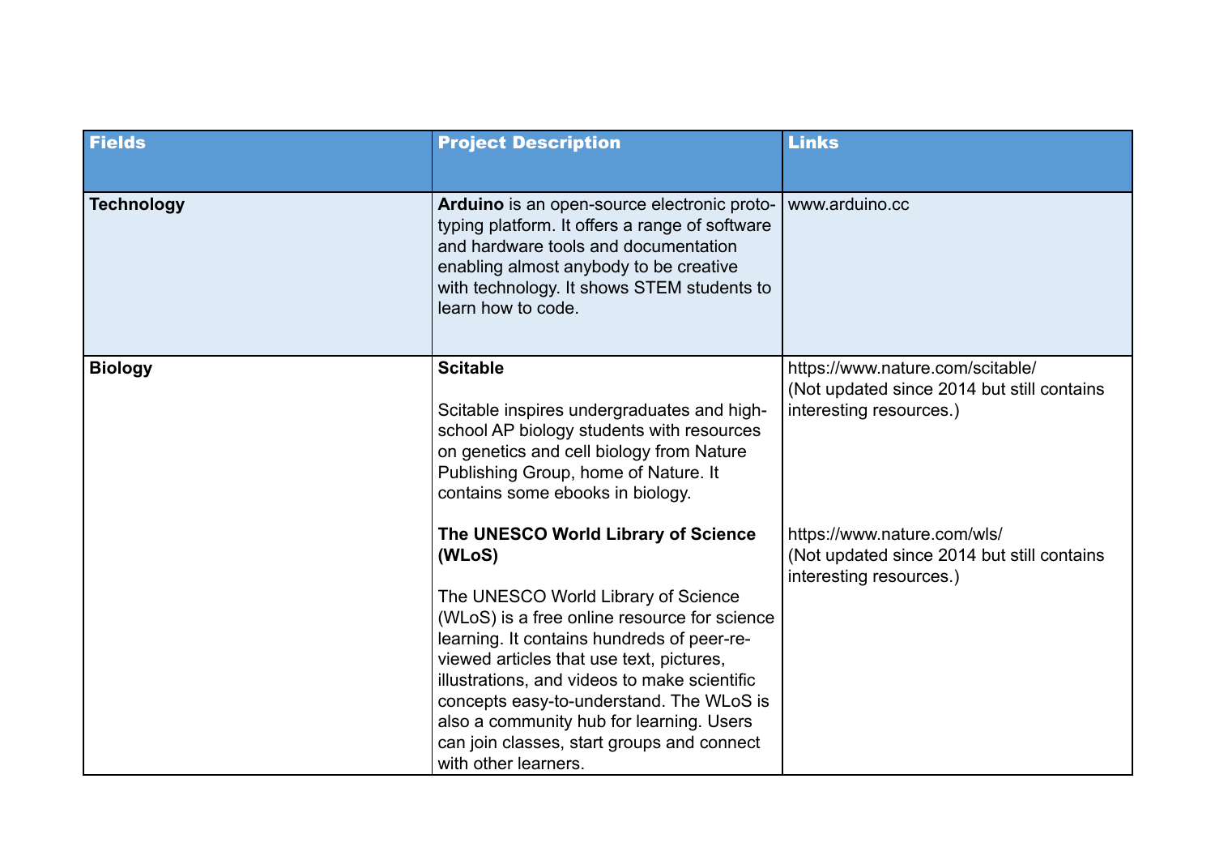| Fields | Project Description | Links |
|---|---|---|
| **Technology** | **Arduino** is an open-source electronic prototyping platform. It offers a range of software and hardware tools and documentation enabling almost anybody to be creative with technology. It shows STEM students to learn how to code. | www.arduino.cc |
| **Biology** | **Scitable**<br><br>Scitable inspires undergraduates and high-school AP biology students with resources on genetics and cell biology from Nature Publishing Group, home of Nature. It contains some ebooks in biology. | https://www.nature.com/scitable/<br>(Not updated since 2014 but still contains interesting resources.) |
| | **The UNESCO World Library of Science (WLoS)**<br><br>The UNESCO World Library of Science (WLoS) is a free online resource for science learning. It contains hundreds of peer-reviewed articles that use text, pictures, illustrations, and videos to make scientific concepts easy-to-understand. The WLoS is also a community hub for learning. Users can join classes, start groups and connect with other learners. | https://www.nature.com/wls/<br>(Not updated since 2014 but still contains interesting resources.) |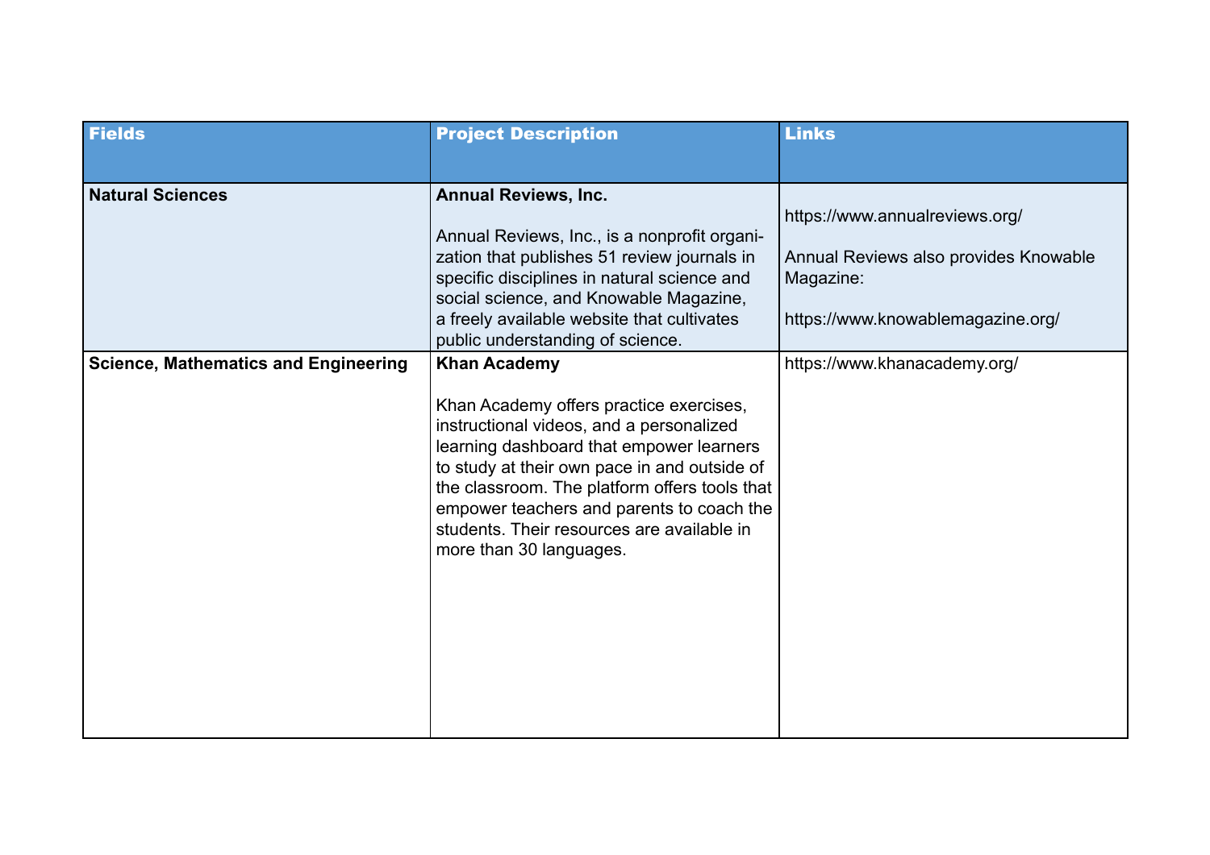| Fields | Project Description | Links |
|---|---|---|
| **Natural Sciences** | **Annual Reviews, Inc.**<br><br>Annual Reviews, Inc., is a nonprofit organization that publishes 51 review journals in specific disciplines in natural science and social science, and Knowable Magazine, a freely available website that cultivates public understanding of science. | https://www.annualreviews.org/<br><br>Annual Reviews also provides Knowable Magazine:<br><br>https://www.knowablemagazine.org/ |
| **Science, Mathematics and Engineering** | **Khan Academy**<br><br>Khan Academy offers practice exercises, instructional videos, and a personalized learning dashboard that empower learners to study at their own pace in and outside of the classroom. The platform offers tools that empower teachers and parents to coach the students. Their resources are available in more than 30 languages. | https://www.khanacademy.org/ |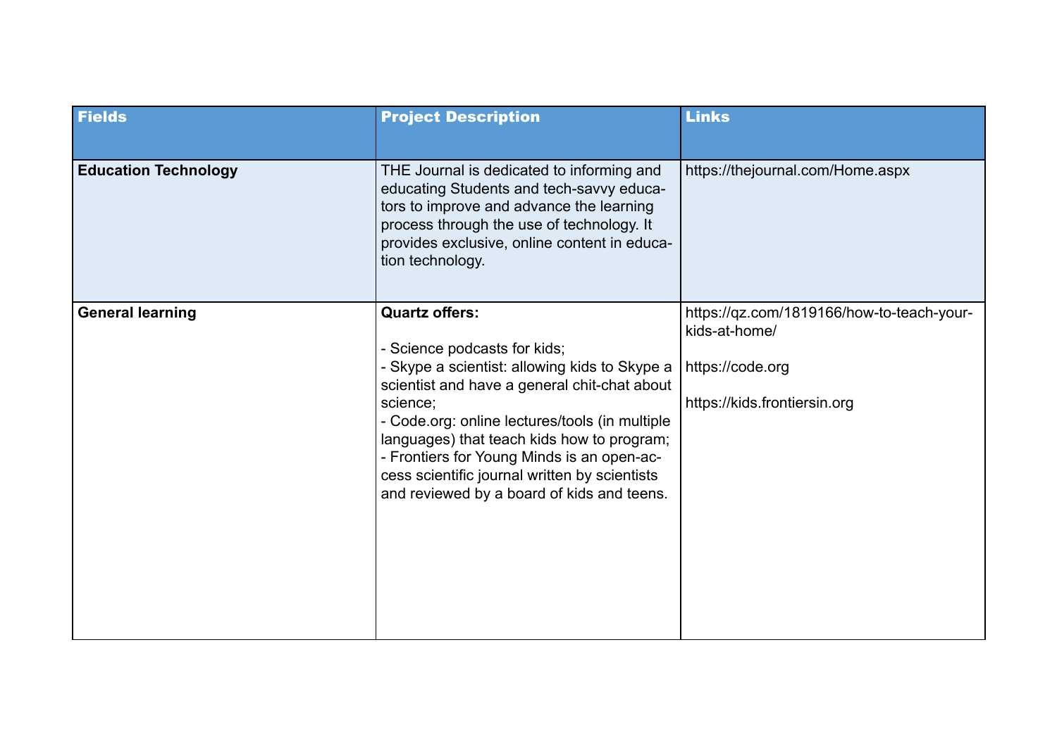| Fields | Project Description | Links |
|---|---|---|
| **Education Technology** | THE Journal is dedicated to informing and educating Students and tech-savvy educators to improve and advance the learning process through the use of technology. It provides exclusive, online content in education technology. | https://thejournal.com/Home.aspx |
| **General learning** | **Quartz offers:**<br><br>- Science podcasts for kids;<br>- Skype a scientist: allowing kids to Skype a scientist and have a general chit-chat about science;<br>- Code.org: online lectures/tools (in multiple languages) that teach kids how to program;<br>- Frontiers for Young Minds is an open-access scientific journal written by scientists and reviewed by a board of kids and teens. | https://qz.com/1819166/how-to-teach-your-kids-at-home/<br><br>https://code.org<br><br>https://kids.frontiersin.org |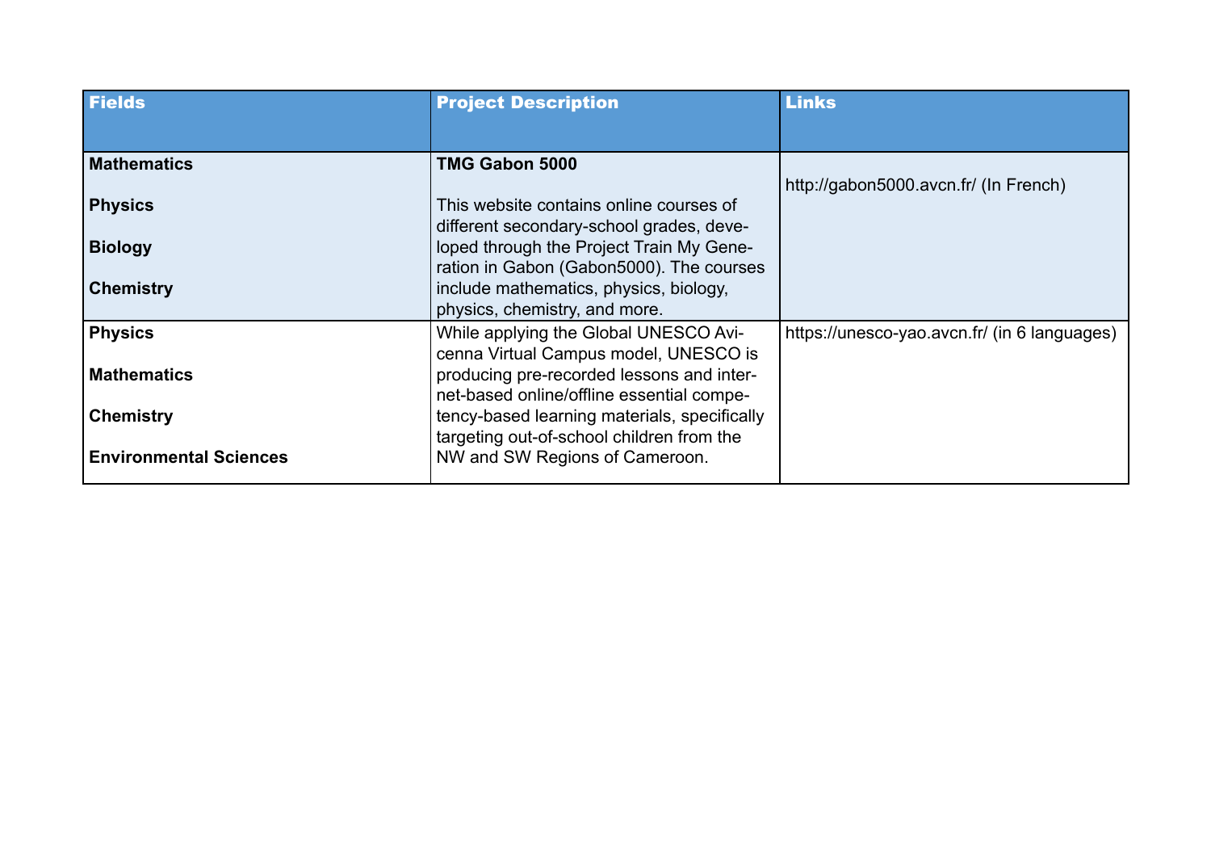| Fields | Project Description | Links |
|---|---|---|
| **Mathematics**<br><br>**Physics**<br><br>**Biology**<br><br>**Chemistry** | **TMG Gabon 5000**<br><br>This website contains online courses of different secondary-school grades, developed through the Project Train My Generation in Gabon (Gabon5000). The courses include mathematics, physics, biology, physics, chemistry, and more. | http://gabon5000.avcn.fr/ (In French) |
| **Physics**<br><br>**Mathematics**<br><br>**Chemistry**<br><br>**Environmental Sciences** | While applying the Global UNESCO Avicenna Virtual Campus model, UNESCO is producing pre-recorded lessons and internet-based online/offline essential competency-based learning materials, specifically targeting out-of-school children from the NW and SW Regions of Cameroon. | https://unesco-yao.avcn.fr/ (in 6 languages) |